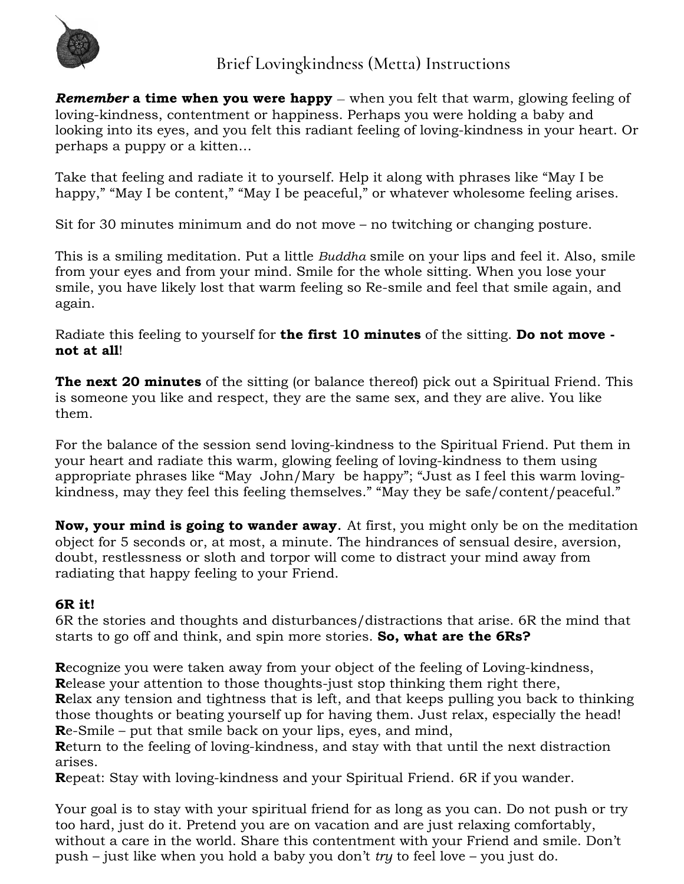# Brief Lovingkindness (Metta) Instructions

***Remember* a time when you were happy** – when you felt that warm, glowing feeling of loving-kindness, contentment or happiness. Perhaps you were holding a baby and looking into its eyes, and you felt this radiant feeling of loving-kindness in your heart. Or perhaps a puppy or a kitten...

Take that feeling and radiate it to yourself. Help it along with phrases like "May I be happy," "May I be content," "May I be peaceful," or whatever wholesome feeling arises.

Sit for 30 minutes minimum and do not move – no twitching or changing posture.

This is a smiling meditation. Put a little *Buddha* smile on your lips and feel it. Also, smile from your eyes and from your mind. Smile for the whole sitting. When you lose your smile, you have likely lost that warm feeling so Re-smile and feel that smile again, and again.

Radiate this feeling to yourself for **the first 10 minutes** of the sitting. **Do not move - not at all**!

**The next 20 minutes** of the sitting (or balance thereof) pick out a Spiritual Friend. This is someone you like and respect, they are the same sex, and they are alive. You like them.

For the balance of the session send loving-kindness to the Spiritual Friend. Put them in your heart and radiate this warm, glowing feeling of loving-kindness to them using appropriate phrases like "May John/Mary be happy"; "Just as I feel this warm loving-kindness, may they feel this feeling themselves." "May they be safe/content/peaceful."

**Now, your mind is going to wander away**. At first, you might only be on the meditation object for 5 seconds or, at most, a minute. The hindrances of sensual desire, aversion, doubt, restlessness or sloth and torpor will come to distract your mind away from radiating that happy feeling to your Friend.

**6R it!**

6R the stories and thoughts and disturbances/distractions that arise. 6R the mind that starts to go off and think, and spin more stories. **So, what are the 6Rs?**

**R**ecognize you were taken away from your object of the feeling of Loving-kindness,
**R**elease your attention to those thoughts-just stop thinking them right there,
**R**elax any tension and tightness that is left, and that keeps pulling you back to thinking those thoughts or beating yourself up for having them. Just relax, especially the head!
**R**e-Smile – put that smile back on your lips, eyes, and mind,
**R**eturn to the feeling of loving-kindness, and stay with that until the next distraction arises.
**R**epeat: Stay with loving-kindness and your Spiritual Friend. 6R if you wander.

Your goal is to stay with your spiritual friend for as long as you can. Do not push or try too hard, just do it. Pretend you are on vacation and are just relaxing comfortably, without a care in the world. Share this contentment with your Friend and smile. Don't push – just like when you hold a baby you don't *try* to feel love – you just do.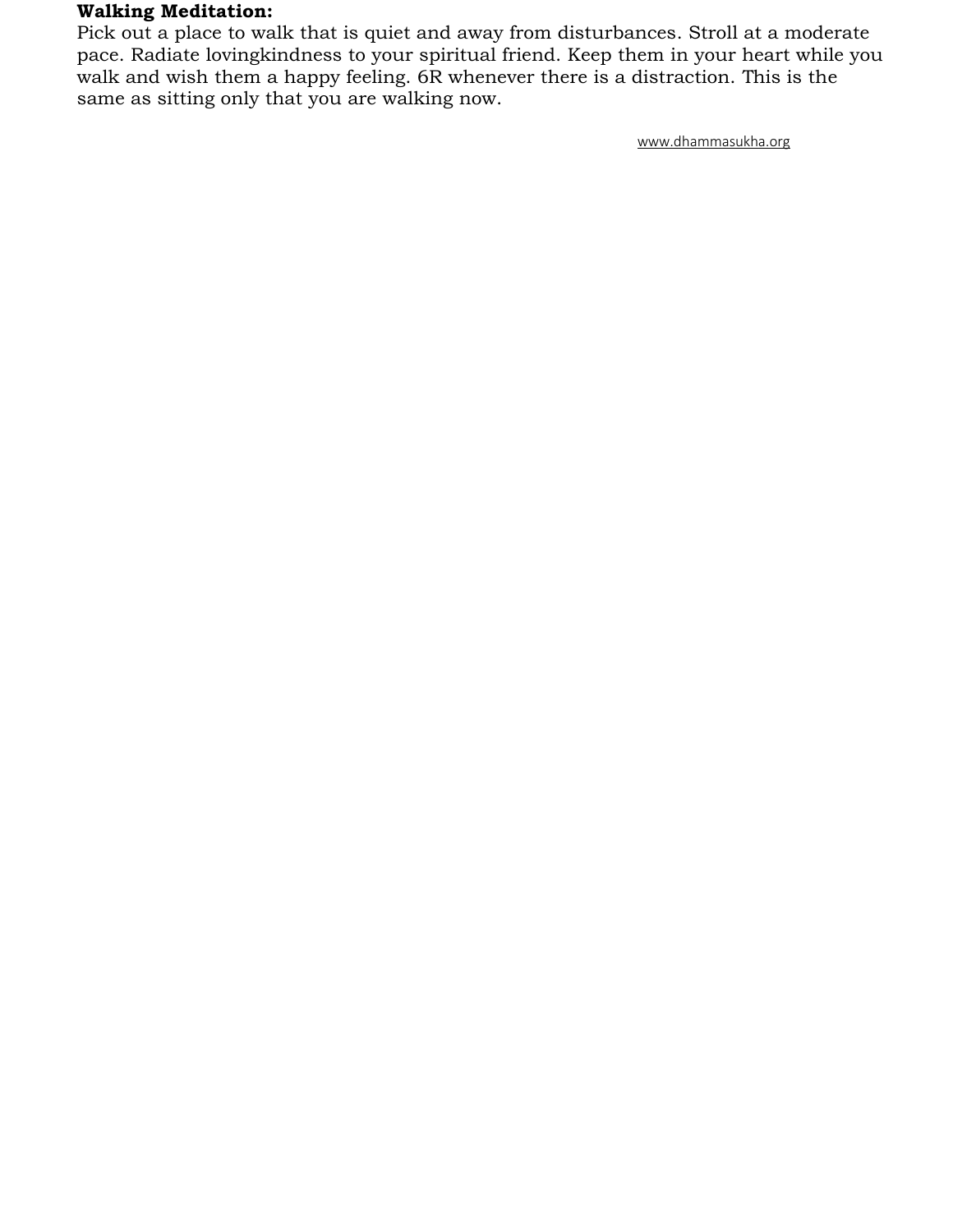**Walking Meditation:**
Pick out a place to walk that is quiet and away from disturbances. Stroll at a moderate pace. Radiate lovingkindness to your spiritual friend. Keep them in your heart while you walk and wish them a happy feeling. 6R whenever there is a distraction. This is the same as sitting only that you are walking now.

www.dhammasukha.org